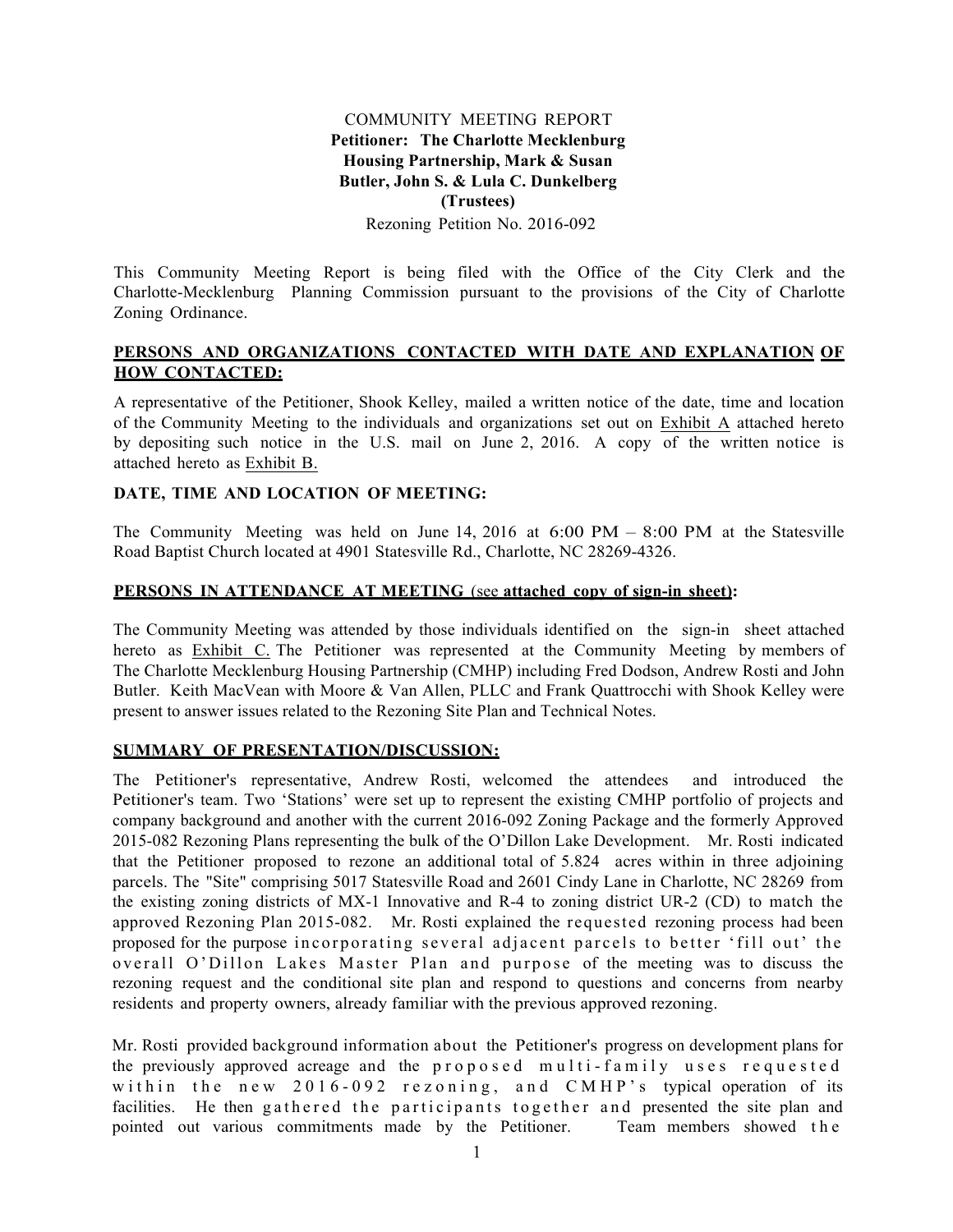COMMUNITY MEETING REPORT

**Petitioner: The Charlotte Mecklenburg Housing Partnership, Mark & Susan Butler, John S. & Lula C. Dunkelberg (Trustees)**

Rezoning Petition No. 2016-092

This Community Meeting Report is being filed with the Office of the City Clerk and the Charlotte-Mecklenburg Planning Commission pursuant to the provisions of the City of Charlotte Zoning Ordinance.

**PERSONS AND ORGANIZATIONS CONTACTED WITH DATE AND EXPLANATION OF HOW CONTACTED:**

A representative of the Petitioner, Shook Kelley, mailed a written notice of the date, time and location of the Community Meeting to the individuals and organizations set out on Exhibit A attached hereto by depositing such notice in the U.S. mail on June 2, 2016. A copy of the written notice is attached hereto as Exhibit B.

**DATE, TIME AND LOCATION OF MEETING:**

The Community Meeting was held on June 14, 2016 at 6:00 PM – 8:00 PM at the Statesville Road Baptist Church located at 4901 Statesville Rd., Charlotte, NC 28269-4326.

**PERSONS IN ATTENDANCE AT MEETING (see attached copy of sign-in sheet):**

The Community Meeting was attended by those individuals identified on the sign-in sheet attached hereto as Exhibit C. The Petitioner was represented at the Community Meeting by members of The Charlotte Mecklenburg Housing Partnership (CMHP) including Fred Dodson, Andrew Rosti and John Butler. Keith MacVean with Moore & Van Allen, PLLC and Frank Quattrocchi with Shook Kelley were present to answer issues related to the Rezoning Site Plan and Technical Notes.

**SUMMARY OF PRESENTATION/DISCUSSION:**

The Petitioner's representative, Andrew Rosti, welcomed the attendees and introduced the Petitioner's team. Two 'Stations' were set up to represent the existing CMHP portfolio of projects and company background and another with the current 2016-092 Zoning Package and the formerly Approved 2015-082 Rezoning Plans representing the bulk of the O'Dillon Lake Development. Mr. Rosti indicated that the Petitioner proposed to rezone an additional total of 5.824 acres within in three adjoining parcels. The "Site" comprising 5017 Statesville Road and 2601 Cindy Lane in Charlotte, NC 28269 from the existing zoning districts of MX-1 Innovative and R-4 to zoning district UR-2 (CD) to match the approved Rezoning Plan 2015-082. Mr. Rosti explained the requested rezoning process had been proposed for the purpose incorporating several adjacent parcels to better 'fill out' the overall O'Dillon Lakes Master Plan and purpose of the meeting was to discuss the rezoning request and the conditional site plan and respond to questions and concerns from nearby residents and property owners, already familiar with the previous approved rezoning.

Mr. Rosti provided background information about the Petitioner's progress on development plans for the previously approved acreage and the proposed multi-family uses requested within the new 2016-092 rezoning, and CMHP's typical operation of its facilities. He then gathered the participants together and presented the site plan and pointed out various commitments made by the Petitioner. Team members showed the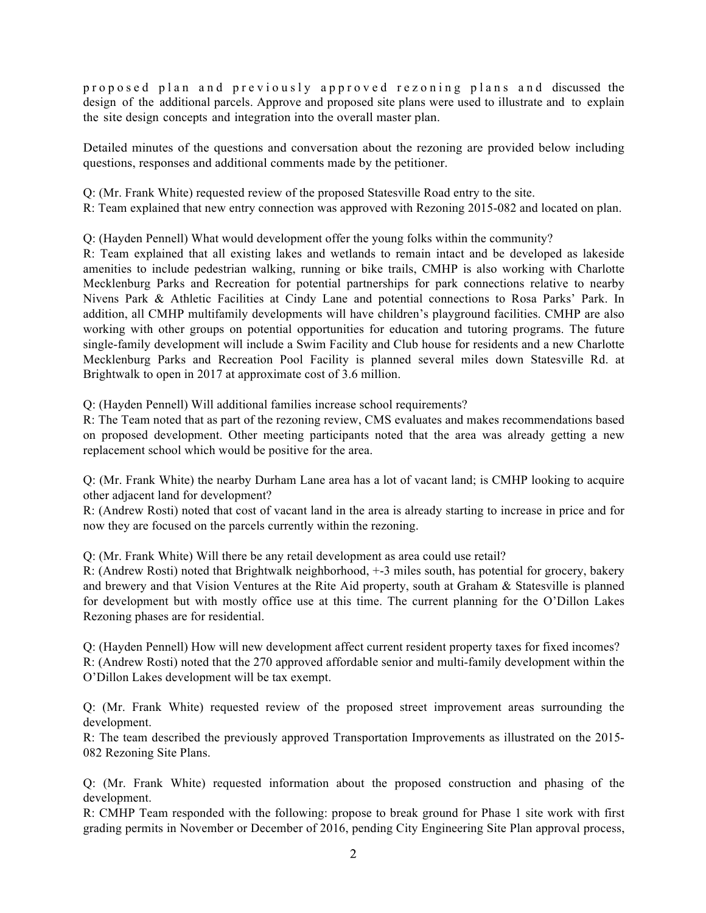proposed plan and previously approved rezoning plans and discussed the design of the additional parcels. Approve and proposed site plans were used to illustrate and to explain the site design concepts and integration into the overall master plan.

Detailed minutes of the questions and conversation about the rezoning are provided below including questions, responses and additional comments made by the petitioner.

Q: (Mr. Frank White) requested review of the proposed Statesville Road entry to the site.
R: Team explained that new entry connection was approved with Rezoning 2015-082 and located on plan.

Q: (Hayden Pennell) What would development offer the young folks within the community?
R: Team explained that all existing lakes and wetlands to remain intact and be developed as lakeside amenities to include pedestrian walking, running or bike trails, CMHP is also working with Charlotte Mecklenburg Parks and Recreation for potential partnerships for park connections relative to nearby Nivens Park & Athletic Facilities at Cindy Lane and potential connections to Rosa Parks' Park. In addition, all CMHP multifamily developments will have children's playground facilities. CMHP are also working with other groups on potential opportunities for education and tutoring programs. The future single-family development will include a Swim Facility and Club house for residents and a new Charlotte Mecklenburg Parks and Recreation Pool Facility is planned several miles down Statesville Rd. at Brightwalk to open in 2017 at approximate cost of 3.6 million.

Q: (Hayden Pennell) Will additional families increase school requirements?
R: The Team noted that as part of the rezoning review, CMS evaluates and makes recommendations based on proposed development. Other meeting participants noted that the area was already getting a new replacement school which would be positive for the area.

Q: (Mr. Frank White) the nearby Durham Lane area has a lot of vacant land; is CMHP looking to acquire other adjacent land for development?
R: (Andrew Rosti) noted that cost of vacant land in the area is already starting to increase in price and for now they are focused on the parcels currently within the rezoning.

Q: (Mr. Frank White) Will there be any retail development as area could use retail?
R: (Andrew Rosti) noted that Brightwalk neighborhood, +-3 miles south, has potential for grocery, bakery and brewery and that Vision Ventures at the Rite Aid property, south at Graham & Statesville is planned for development but with mostly office use at this time. The current planning for the O'Dillon Lakes Rezoning phases are for residential.

Q: (Hayden Pennell) How will new development affect current resident property taxes for fixed incomes?
R: (Andrew Rosti) noted that the 270 approved affordable senior and multi-family development within the O'Dillon Lakes development will be tax exempt.

Q: (Mr. Frank White) requested review of the proposed street improvement areas surrounding the development.
R: The team described the previously approved Transportation Improvements as illustrated on the 2015-082 Rezoning Site Plans.

Q: (Mr. Frank White) requested information about the proposed construction and phasing of the development.
R: CMHP Team responded with the following: propose to break ground for Phase 1 site work with first grading permits in November or December of 2016, pending City Engineering Site Plan approval process,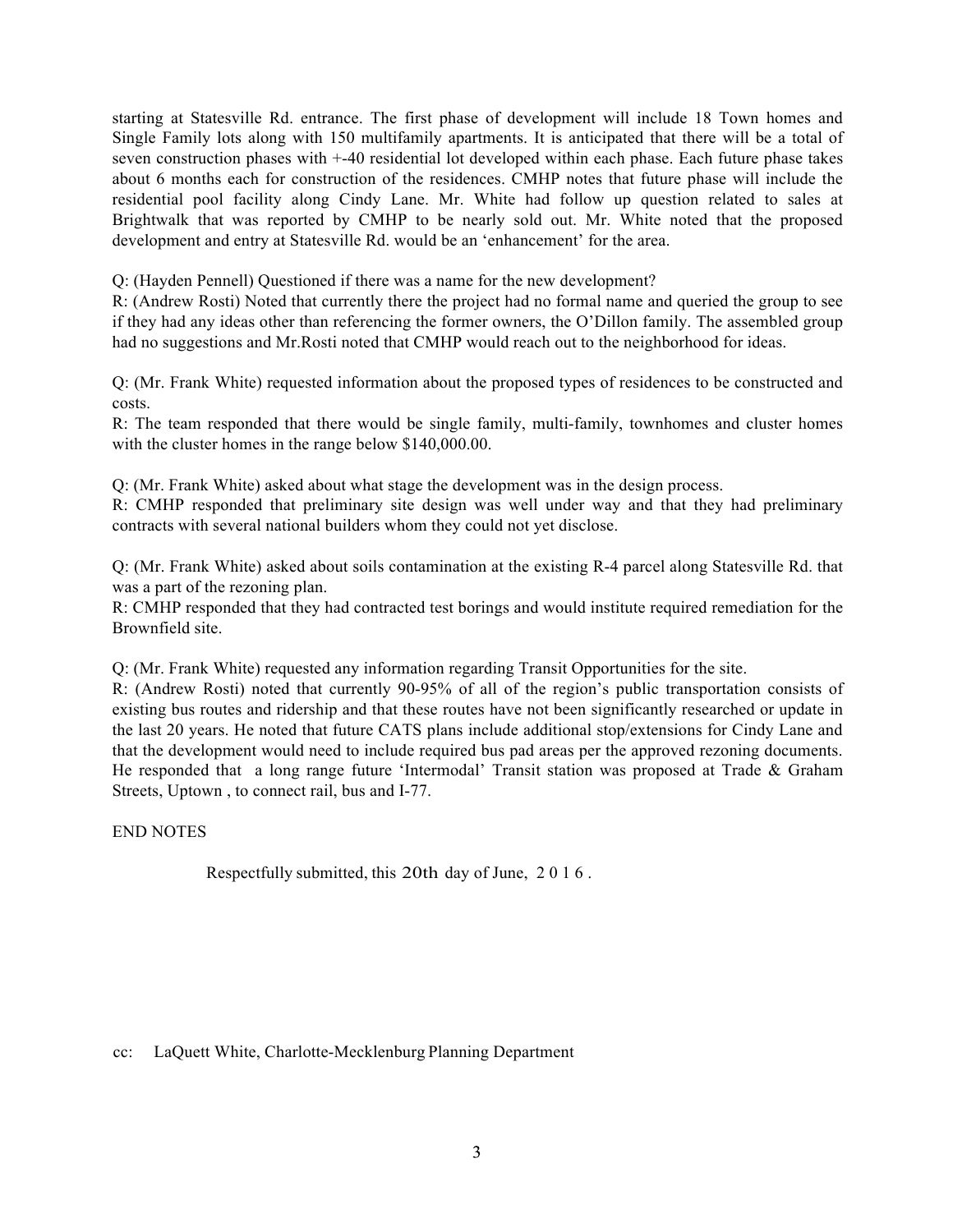starting at Statesville Rd. entrance. The first phase of development will include 18 Town homes and Single Family lots along with 150 multifamily apartments. It is anticipated that there will be a total of seven construction phases with +-40 residential lot developed within each phase. Each future phase takes about 6 months each for construction of the residences. CMHP notes that future phase will include the residential pool facility along Cindy Lane. Mr. White had follow up question related to sales at Brightwalk that was reported by CMHP to be nearly sold out. Mr. White noted that the proposed development and entry at Statesville Rd. would be an 'enhancement' for the area.

Q: (Hayden Pennell) Questioned if there was a name for the new development?
R: (Andrew Rosti) Noted that currently there the project had no formal name and queried the group to see if they had any ideas other than referencing the former owners, the O'Dillon family. The assembled group had no suggestions and Mr.Rosti noted that CMHP would reach out to the neighborhood for ideas.

Q: (Mr. Frank White) requested information about the proposed types of residences to be constructed and costs.
R: The team responded that there would be single family, multi-family, townhomes and cluster homes with the cluster homes in the range below $140,000.00.

Q: (Mr. Frank White) asked about what stage the development was in the design process.
R: CMHP responded that preliminary site design was well under way and that they had preliminary contracts with several national builders whom they could not yet disclose.

Q: (Mr. Frank White) asked about soils contamination at the existing R-4 parcel along Statesville Rd. that was a part of the rezoning plan.
R: CMHP responded that they had contracted test borings and would institute required remediation for the Brownfield site.

Q: (Mr. Frank White) requested any information regarding Transit Opportunities for the site.
R: (Andrew Rosti) noted that currently 90-95% of all of the region's public transportation consists of existing bus routes and ridership and that these routes have not been significantly researched or update in the last 20 years. He noted that future CATS plans include additional stop/extensions for Cindy Lane and that the development would need to include required bus pad areas per the approved rezoning documents. He responded that a long range future 'Intermodal' Transit station was proposed at Trade & Graham Streets, Uptown , to connect rail, bus and I-77.

END NOTES

Respectfully submitted, this 20th day of June, 2016.

cc: LaQuett White, Charlotte-Mecklenburg Planning Department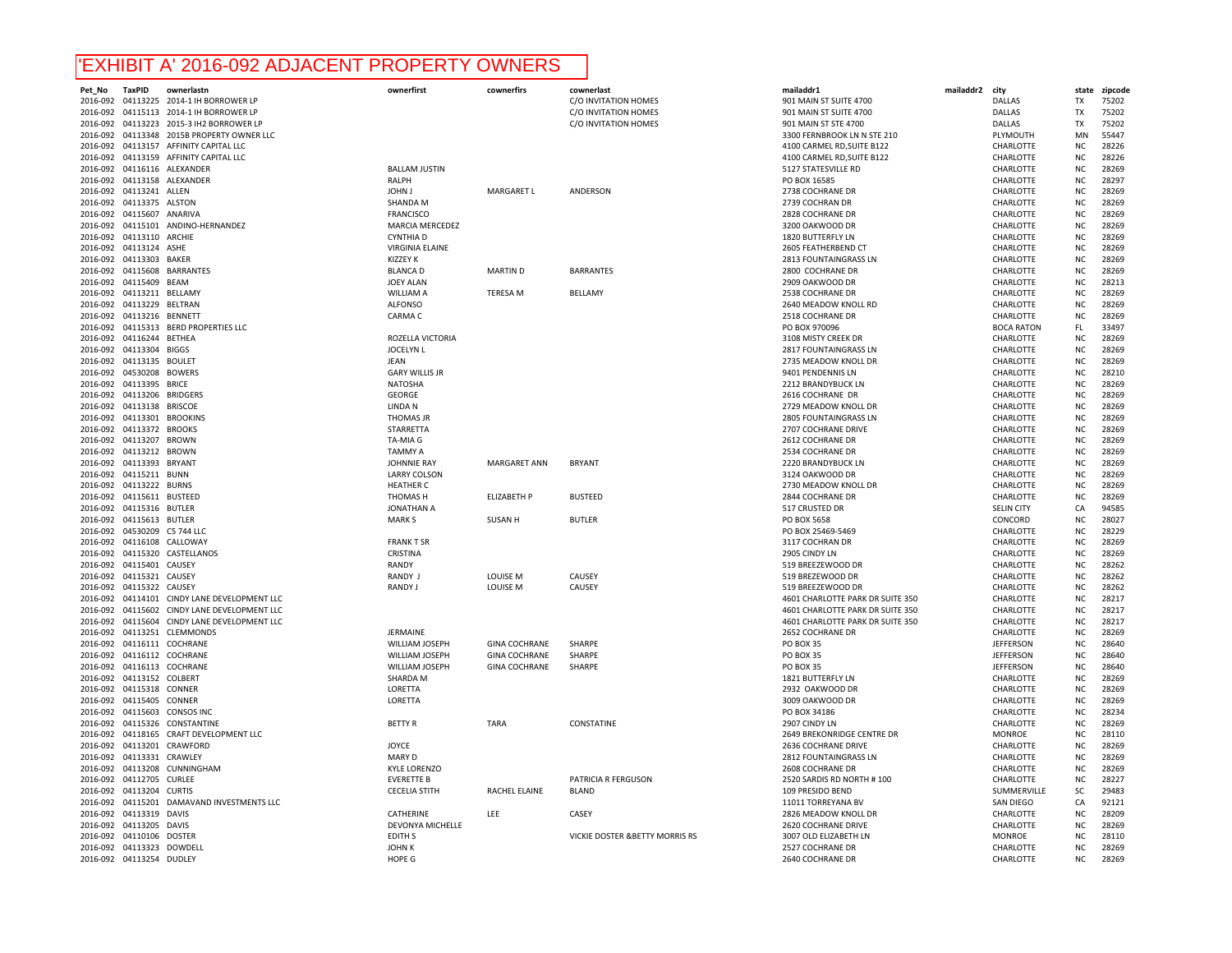# 'EXHIBIT A' 2016-092 ADJACENT PROPERTY OWNERS

| Pet_No | TaxPID | ownerlastn | ownerfirst | cownerfirs | cownerlast | mailaddr1 | mailaddr2 | city | state | zipcode |
|---|---|---|---|---|---|---|---|---|---|---|
| 2016-092 | 04113225 | 2014-1 IH BORROWER LP | | | C/O INVITATION HOMES | 901 MAIN ST SUITE 4700 | | DALLAS | TX | 75202 |
| 2016-092 | 04115113 | 2014-1 IH BORROWER LP | | | C/O INVITATION HOMES | 901 MAIN ST SUITE 4700 | | DALLAS | TX | 75202 |
| 2016-092 | 04113223 | 2015-3 IH2 BORROWER LP | | | C/O INVITATION HOMES | 901 MAIN ST STE 4700 | | DALLAS | TX | 75202 |
| 2016-092 | 04113348 | 2015B PROPERTY OWNER LLC | | | | 3300 FERNBROOK LN N STE 210 | | PLYMOUTH | MN | 55447 |
| 2016-092 | 04113157 | AFFINITY CAPITAL LLC | | | | 4100 CARMEL RD,SUITE B122 | | CHARLOTTE | NC | 28226 |
| 2016-092 | 04113159 | AFFINITY CAPITAL LLC | | | | 4100 CARMEL RD,SUITE B122 | | CHARLOTTE | NC | 28226 |
| 2016-092 | 04116116 | ALEXANDER | BALLAM JUSTIN | | | 5127 STATESVILLE RD | | CHARLOTTE | NC | 28269 |
| 2016-092 | 04113158 | ALEXANDER | RALPH | | | PO BOX 16585 | | CHARLOTTE | NC | 28297 |
| 2016-092 | 04113241 | ALLEN | JOHN J | MARGARET L | ANDERSON | 2738 COCHRANE DR | | CHARLOTTE | NC | 28269 |
| 2016-092 | 04113375 | ALSTON | SHANDA M | | | 2739 COCHRAN DR | | CHARLOTTE | NC | 28269 |
| 2016-092 | 04115607 | ANARIVA | FRANCISCO | | | 2828 COCHRANE DR | | CHARLOTTE | NC | 28269 |
| 2016-092 | 04115101 | ANDINO-HERNANDEZ | MARCIA MERCEDEZ | | | 3200 OAKWOOD DR | | CHARLOTTE | NC | 28269 |
| 2016-092 | 04113110 | ARCHIE | CYNTHIA D | | | 1820 BUTTERFLY LN | | CHARLOTTE | NC | 28269 |
| 2016-092 | 04113124 | ASHE | VIRGINIA ELAINE | | | 2605 FEATHERBEND CT | | CHARLOTTE | NC | 28269 |
| 2016-092 | 04113303 | BAKER | KIZZEY K | | | 2813 FOUNTAINGRASS LN | | CHARLOTTE | NC | 28269 |
| 2016-092 | 04115608 | BARRANTES | BLANCA D | MARTIN D | BARRANTES | 2800 COCHRANE DR | | CHARLOTTE | NC | 28269 |
| 2016-092 | 04115409 | BEAM | JOEY ALAN | | | 2909 OAKWOOD DR | | CHARLOTTE | NC | 28213 |
| 2016-092 | 04113211 | BELLAMY | WILLIAM A | TERESA M | BELLAMY | 2538 COCHRANE DR | | CHARLOTTE | NC | 28269 |
| 2016-092 | 04113229 | BELTRAN | ALFONSO | | | 2640 MEADOW KNOLL RD | | CHARLOTTE | NC | 28269 |
| 2016-092 | 04113216 | BENNETT | CARMA C | | | 2518 COCHRANE DR | | CHARLOTTE | NC | 28269 |
| 2016-092 | 04115313 | BERD PROPERTIES LLC | | | | PO BOX 970096 | | BOCA RATON | FL | 33497 |
| 2016-092 | 04116244 | BETHEA | ROZELLA VICTORIA | | | 3108 MISTY CREEK DR | | CHARLOTTE | NC | 28269 |
| 2016-092 | 04113304 | BIGGS | JOCELYN L | | | 2817 FOUNTAINGRASS LN | | CHARLOTTE | NC | 28269 |
| 2016-092 | 04113135 | BOULET | JEAN | | | 2735 MEADOW KNOLL DR | | CHARLOTTE | NC | 28269 |
| 2016-092 | 04530208 | BOWERS | GARY WILLIS JR | | | 9401 PENDENNIS LN | | CHARLOTTE | NC | 28210 |
| 2016-092 | 04113395 | BRICE | NATOSHA | | | 2212 BRANDYBUCK LN | | CHARLOTTE | NC | 28269 |
| 2016-092 | 04113206 | BRIDGERS | GEORGE | | | 2616 COCHRANE DR | | CHARLOTTE | NC | 28269 |
| 2016-092 | 04113138 | BRISCOE | LINDA N | | | 2729 MEADOW KNOLL DR | | CHARLOTTE | NC | 28269 |
| 2016-092 | 04113301 | BROOKINS | THOMAS JR | | | 2805 FOUNTAINGRASS LN | | CHARLOTTE | NC | 28269 |
| 2016-092 | 04113372 | BROOKS | STARRETTA | | | 2707 COCHRANE DRIVE | | CHARLOTTE | NC | 28269 |
| 2016-092 | 04113207 | BROWN | TA-MIA G | | | 2612 COCHRANE DR | | CHARLOTTE | NC | 28269 |
| 2016-092 | 04113212 | BROWN | TAMMY A | | | 2534 COCHRANE DR | | CHARLOTTE | NC | 28269 |
| 2016-092 | 04113393 | BRYANT | JOHNNIE RAY | MARGARET ANN | BRYANT | 2220 BRANDYBUCK LN | | CHARLOTTE | NC | 28269 |
| 2016-092 | 04115211 | BUNN | LARRY COLSON | | | 3124 OAKWOOD DR | | CHARLOTTE | NC | 28269 |
| 2016-092 | 04113222 | BURNS | HEATHER C | | | 2730 MEADOW KNOLL DR | | CHARLOTTE | NC | 28269 |
| 2016-092 | 04115611 | BUSTEED | THOMAS H | ELIZABETH P | BUSTEED | 2844 COCHRANE DR | | CHARLOTTE | NC | 28269 |
| 2016-092 | 04115316 | BUTLER | JONATHAN A | | | 517 CRUSTED DR | | SELIN CITY | CA | 94585 |
| 2016-092 | 04115613 | BUTLER | MARK S | SUSAN H | BUTLER | PO BOX 5658 | | CONCORD | NC | 28027 |
| 2016-092 | 04530209 | CS 744 LLC | | | | PO BOX 25469-5469 | | CHARLOTTE | NC | 28229 |
| 2016-092 | 04116108 | CALLOWAY | FRANK T SR | | | 3117 COCHRAN DR | | CHARLOTTE | NC | 28269 |
| 2016-092 | 04115320 | CASTELLANOS | CRISTINA | | | 2905 CINDY LN | | CHARLOTTE | NC | 28269 |
| 2016-092 | 04115401 | CAUSEY | RANDY | | | 519 BREEZEWOOD DR | | CHARLOTTE | NC | 28262 |
| 2016-092 | 04115321 | CAUSEY | RANDY J | LOUISE M | CAUSEY | 519 BREZEWOOD DR | | CHARLOTTE | NC | 28262 |
| 2016-092 | 04115322 | CAUSEY | RANDY J | LOUISE M | CAUSEY | 519 BREEZEWOOD DR | | CHARLOTTE | NC | 28262 |
| 2016-092 | 04114101 | CINDY LANE DEVELOPMENT LLC | | | | 4601 CHARLOTTE PARK DR SUITE 350 | | CHARLOTTE | NC | 28217 |
| 2016-092 | 04115602 | CINDY LANE DEVELOPMENT LLC | | | | 4601 CHARLOTTE PARK DR SUITE 350 | | CHARLOTTE | NC | 28217 |
| 2016-092 | 04115604 | CINDY LANE DEVELOPMENT LLC | | | | 4601 CHARLOTTE PARK DR SUITE 350 | | CHARLOTTE | NC | 28217 |
| 2016-092 | 04113251 | CLEMMONDS | JERMAINE | | | 2652 COCHRANE DR | | CHARLOTTE | NC | 28269 |
| 2016-092 | 04116111 | COCHRANE | WILLIAM JOSEPH | GINA COCHRANE | SHARPE | PO BOX 35 | | JEFFERSON | NC | 28640 |
| 2016-092 | 04116112 | COCHRANE | WILLIAM JOSEPH | GINA COCHRANE | SHARPE | PO BOX 35 | | JEFFERSON | NC | 28640 |
| 2016-092 | 04116113 | COCHRANE | WILLIAM JOSEPH | GINA COCHRANE | SHARPE | PO BOX 35 | | JEFFERSON | NC | 28640 |
| 2016-092 | 04113152 | COLBERT | SHARDA M | | | 1821 BUTTERFLY LN | | CHARLOTTE | NC | 28269 |
| 2016-092 | 04115318 | CONNER | LORETTA | | | 2932 OAKWOOD DR | | CHARLOTTE | NC | 28269 |
| 2016-092 | 04115405 | CONNER | LORETTA | | | 3009 OAKWOOD DR | | CHARLOTTE | NC | 28269 |
| 2016-092 | 04115603 | CONSOS INC | | | | PO BOX 34186 | | CHARLOTTE | NC | 28234 |
| 2016-092 | 04115326 | CONSTANTINE | BETTY R | TARA | CONSTATINE | 2907 CINDY LN | | CHARLOTTE | NC | 28269 |
| 2016-092 | 04118165 | CRAFT DEVELOPMENT LLC | | | | 2649 BREKONRIDGE CENTRE DR | | MONROE | NC | 28110 |
| 2016-092 | 04113201 | CRAWFORD | JOYCE | | | 2636 COCHRANE DRIVE | | CHARLOTTE | NC | 28269 |
| 2016-092 | 04113331 | CRAWLEY | MARY D | | | 2812 FOUNTAINGRASS LN | | CHARLOTTE | NC | 28269 |
| 2016-092 | 04113208 | CUNNINGHAM | KYLE LORENZO | | | 2608 COCHRANE DR | | CHARLOTTE | NC | 28269 |
| 2016-092 | 04112705 | CURLEE | EVERETTE B | | PATRICIA R FERGUSON | 2520 SARDIS RD NORTH # 100 | | CHARLOTTE | NC | 28227 |
| 2016-092 | 04113204 | CURTIS | CECELIA STITH | RACHEL ELAINE | BLAND | 109 PRESIDO BEND | | SUMMERVILLE | SC | 29483 |
| 2016-092 | 04115201 | DAMAVAND INVESTMENTS LLC | | | | 11011 TORREYANA BV | | SAN DIEGO | CA | 92121 |
| 2016-092 | 04113319 | DAVIS | CATHERINE | LEE | CASEY | 2826 MEADOW KNOLL DR | | CHARLOTTE | NC | 28209 |
| 2016-092 | 04113205 | DAVIS | DEVONYA MICHELLE | | | 2620 COCHRANE DRIVE | | CHARLOTTE | NC | 28269 |
| 2016-092 | 04110106 | DOSTER | EDITH S | | VICKIE DOSTER &BETTY MORRIS RS | 3007 OLD ELIZABETH LN | | MONROE | NC | 28110 |
| 2016-092 | 04113323 | DOWDELL | JOHN K | | | 2527 COCHRANE DR | | CHARLOTTE | NC | 28269 |
| 2016-092 | 04113254 | DUDLEY | HOPE G | | | 2640 COCHRANE DR | | CHARLOTTE | NC | 28269 |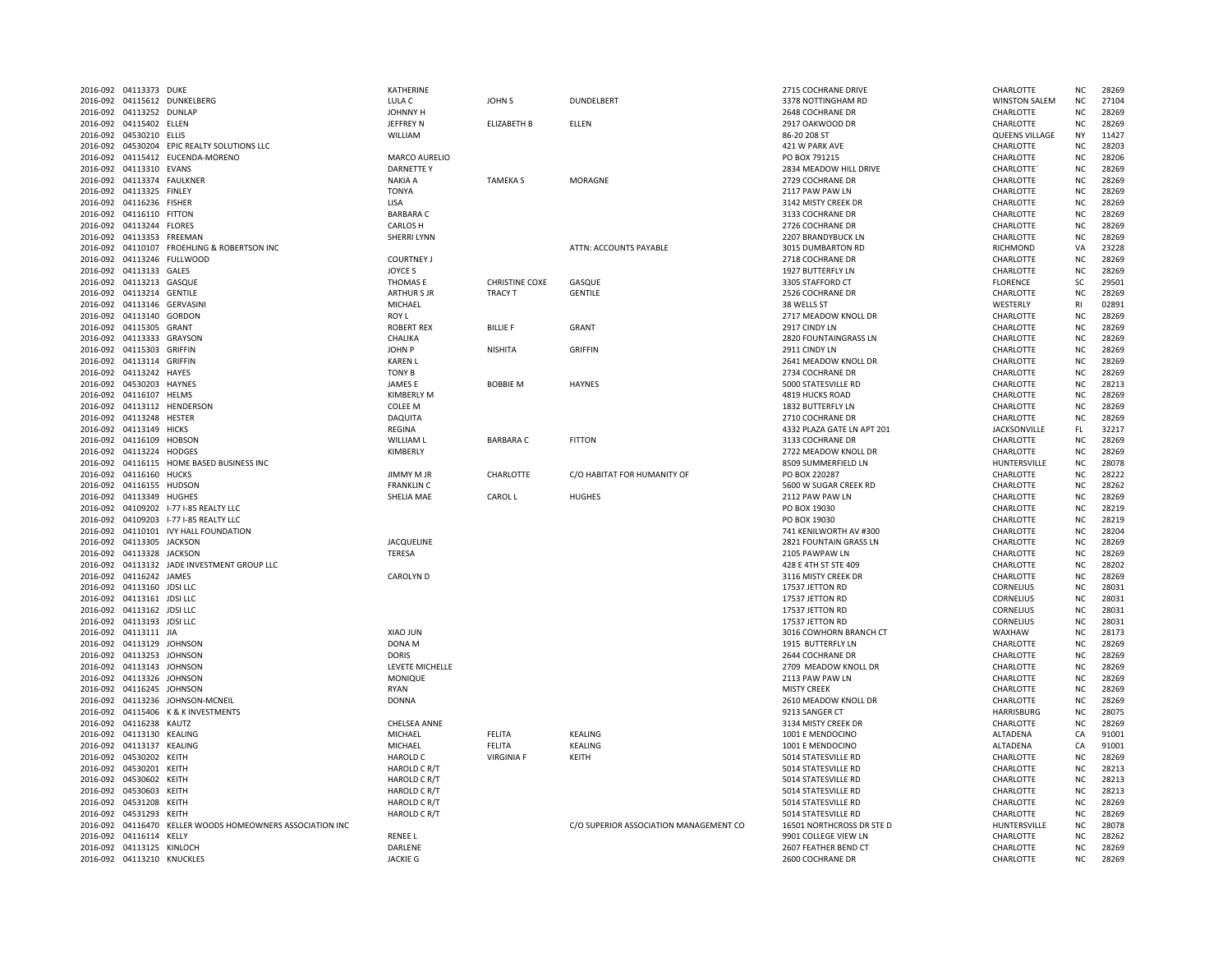| | | | | | | | | | | |
|---|---|---|---|---|---|---|---|---|---|---|
| 2016-092 | 04113373 | DUKE | KATHERINE | | | 2715 COCHRANE DRIVE | CHARLOTTE | NC | 28269 |
| 2016-092 | 04115612 | DUNKELBERG | LULA C | JOHN S | DUNDELBERT | 3378 NOTTINGHAM RD | WINSTON SALEM | NC | 27104 |
| 2016-092 | 04113252 | DUNLAP | JOHNNY H | | | 2648 COCHRANE DR | CHARLOTTE | NC | 28269 |
| 2016-092 | 04115402 | ELLEN | JEFFREY N | ELIZABETH B | ELLEN | 2917 OAKWOOD DR | CHARLOTTE | NC | 28269 |
| 2016-092 | 04530210 | ELLIS | WILLIAM | | | 86-20 208 ST | QUEENS VILLAGE | NY | 11427 |
| 2016-092 | 04530204 | EPIC REALTY SOLUTIONS LLC | | | | 421 W PARK AVE | CHARLOTTE | NC | 28203 |
| 2016-092 | 04115412 | EUCENDA-MORENO | MARCO AURELIO | | | PO BOX 791215 | CHARLOTTE | NC | 28206 |
| 2016-092 | 04113310 | EVANS | DARNETTE Y | | | 2834 MEADOW HILL DRIVE | CHARLOTTE` | NC | 28269 |
| 2016-092 | 04113374 | FAULKNER | NAKIA A | TAMEKA S | MORAGNE | 2729 COCHRANE DR | CHARLOTTE | NC | 28269 |
| 2016-092 | 04113325 | FINLEY | TONYA | | | 2117 PAW PAW LN | CHARLOTTE | NC | 28269 |
| 2016-092 | 04116236 | FISHER | LISA | | | 3142 MISTY CREEK DR | CHARLOTTE | NC | 28269 |
| 2016-092 | 04116110 | FITTON | BARBARA C | | | 3133 COCHRANE DR | CHARLOTTE | NC | 28269 |
| 2016-092 | 04113244 | FLORES | CARLOS H | | | 2726 COCHRANE DR | CHARLOTTE | NC | 28269 |
| 2016-092 | 04113353 | FREEMAN | SHERRI LYNN | | | 2207 BRANDYBUCK LN | CHARLOTTE | NC | 28269 |
| 2016-092 | 04110107 | FROEHLING & ROBERTSON INC | | | ATTN: ACCOUNTS PAYABLE | 3015 DUMBARTON RD | RICHMOND | VA | 23228 |
| 2016-092 | 04113246 | FULLWOOD | COURTNEY J | | | 2718 COCHRANE DR | CHARLOTTE | NC | 28269 |
| 2016-092 | 04113133 | GALES | JOYCE S | | | 1927 BUTTERFLY LN | CHARLOTTE | NC | 28269 |
| 2016-092 | 04113213 | GASQUE | THOMAS E | CHRISTINE COXE | GASQUE | 3305 STAFFORD CT | FLORENCE | SC | 29501 |
| 2016-092 | 04113214 | GENTILE | ARTHUR S JR | TRACY T | GENTILE | 2526 COCHRANE DR | CHARLOTTE | NC | 28269 |
| 2016-092 | 04113146 | GERVASINI | MICHAEL | | | 38 WELLS ST | WESTERLY | RI | 02891 |
| 2016-092 | 04113140 | GORDON | ROY L | | | 2717 MEADOW KNOLL DR | CHARLOTTE | NC | 28269 |
| 2016-092 | 04115305 | GRANT | ROBERT REX | BILLIE F | GRANT | 2917 CINDY LN | CHARLOTTE | NC | 28269 |
| 2016-092 | 04113333 | GRAYSON | CHALIKA | | | 2820 FOUNTAINGRASS LN | CHARLOTTE | NC | 28269 |
| 2016-092 | 04115303 | GRIFFIN | JOHN P | NISHITA | GRIFFIN | 2911 CINDY LN | CHARLOTTE | NC | 28269 |
| 2016-092 | 04113114 | GRIFFIN | KAREN L | | | 2641 MEADOW KNOLL DR | CHARLOTTE | NC | 28269 |
| 2016-092 | 04113242 | HAYES | TONY B | | | 2734 COCHRANE DR | CHARLOTTE | NC | 28269 |
| 2016-092 | 04530203 | HAYNES | JAMES E | BOBBIE M | HAYNES | 5000 STATESVILLE RD | CHARLOTTE | NC | 28213 |
| 2016-092 | 04116107 | HELMS | KIMBERLY M | | | 4819 HUCKS ROAD | CHARLOTTE | NC | 28269 |
| 2016-092 | 04113112 | HENDERSON | COLEE M | | | 1832 BUTTERFLY LN | CHARLOTTE | NC | 28269 |
| 2016-092 | 04113248 | HESTER | DAQUITA | | | 2710 COCHRANE DR | CHARLOTTE | NC | 28269 |
| 2016-092 | 04113149 | HICKS | REGINA | | | 4332 PLAZA GATE LN APT 201 | JACKSONVILLE | FL | 32217 |
| 2016-092 | 04116109 | HOBSON | WILLIAM L | BARBARA C | FITTON | 3133 COCHRANE DR | CHARLOTTE | NC | 28269 |
| 2016-092 | 04113224 | HODGES | KIMBERLY | | | 2722 MEADOW KNOLL DR | CHARLOTTE | NC | 28269 |
| 2016-092 | 04116115 | HOME BASED BUSINESS INC | | | | 8509 SUMMERFIELD LN | HUNTERSVILLE | NC | 28078 |
| 2016-092 | 04116160 | HUCKS | JIMMY M JR | CHARLOTTE | C/O HABITAT FOR HUMANITY OF | PO BOX 220287 | CHARLOTTE | NC | 28222 |
| 2016-092 | 04116155 | HUDSON | FRANKLIN C | | | 5600 W SUGAR CREEK RD | CHARLOTTE | NC | 28262 |
| 2016-092 | 04113349 | HUGHES | SHELIA MAE | CAROL L | HUGHES | 2112 PAW PAW LN | CHARLOTTE | NC | 28269 |
| 2016-092 | 04109202 | I-77 I-85 REALTY LLC | | | | PO BOX 19030 | CHARLOTTE | NC | 28219 |
| 2016-092 | 04109203 | I-77 I-85 REALTY LLC | | | | PO BOX 19030 | CHARLOTTE | NC | 28219 |
| 2016-092 | 04110101 | IVY HALL FOUNDATION | | | | 741 KENILWORTH AV #300 | CHARLOTTE | NC | 28204 |
| 2016-092 | 04113305 | JACKSON | JACQUELINE | | | 2821 FOUNTAIN GRASS LN | CHARLOTTE | NC | 28269 |
| 2016-092 | 04113328 | JACKSON | TERESA | | | 2105 PAWPAW LN | CHARLOTTE | NC | 28269 |
| 2016-092 | 04113132 | JADE INVESTMENT GROUP LLC | | | | 428 E 4TH ST STE 409 | CHARLOTTE | NC | 28202 |
| 2016-092 | 04116242 | JAMES | CAROLYN D | | | 3116 MISTY CREEK DR | CHARLOTTE | NC | 28269 |
| 2016-092 | 04113160 | JDSI LLC | | | | 17537 JETTON RD | CORNELIUS | NC | 28031 |
| 2016-092 | 04113161 | JDSI LLC | | | | 17537 JETTON RD | CORNELIUS | NC | 28031 |
| 2016-092 | 04113162 | JDSI LLC | | | | 17537 JETTON RD | CORNELIUS | NC | 28031 |
| 2016-092 | 04113193 | JDSI LLC | | | | 17537 JETTON RD | CORNELIUS | NC | 28031 |
| 2016-092 | 04113111 | JIA | XIAO JUN | | | 3016 COWHORN BRANCH CT | WAXHAW | NC | 28173 |
| 2016-092 | 04113129 | JOHNSON | DONA M | | | 1915 BUTTERFLY LN | CHARLOTTE | NC | 28269 |
| 2016-092 | 04113253 | JOHNSON | DORIS | | | 2644 COCHRANE DR | CHARLOTTE | NC | 28269 |
| 2016-092 | 04113143 | JOHNSON | LEVETE MICHELLE | | | 2709 MEADOW KNOLL DR | CHARLOTTE | NC | 28269 |
| 2016-092 | 04113326 | JOHNSON | MONIQUE | | | 2113 PAW PAW LN | CHARLOTTE | NC | 28269 |
| 2016-092 | 04116245 | JOHNSON | RYAN | | | MISTY CREEK | CHARLOTTE | NC | 28269 |
| 2016-092 | 04113236 | JOHNSON-MCNEIL | DONNA | | | 2610 MEADOW KNOLL DR | CHARLOTTE | NC | 28269 |
| 2016-092 | 04115406 | K & K INVESTMENTS | | | | 9213 SANGER CT | HARRISBURG | NC | 28075 |
| 2016-092 | 04116238 | KAUTZ | CHELSEA ANNE | | | 3134 MISTY CREEK DR | CHARLOTTE | NC | 28269 |
| 2016-092 | 04113130 | KEALING | MICHAEL | FELITA | KEALING | 1001 E MENDOCINO | ALTADENA | CA | 91001 |
| 2016-092 | 04113137 | KEALING | MICHAEL | FELITA | KEALING | 1001 E MENDOCINO | ALTADENA | CA | 91001 |
| 2016-092 | 04530202 | KEITH | HAROLD C | VIRGINIA F | KEITH | 5014 STATESVILLE RD | CHARLOTTE | NC | 28269 |
| 2016-092 | 04530201 | KEITH | HAROLD C R/T | | | 5014 STATESVILLE RD | CHARLOTTE | NC | 28213 |
| 2016-092 | 04530602 | KEITH | HAROLD C R/T | | | 5014 STATESVILLE RD | CHARLOTTE | NC | 28213 |
| 2016-092 | 04530603 | KEITH | HAROLD C R/T | | | 5014 STATESVILLE RD | CHARLOTTE | NC | 28213 |
| 2016-092 | 04531208 | KEITH | HAROLD C R/T | | | 5014 STATESVILLE RD | CHARLOTTE | NC | 28269 |
| 2016-092 | 04531293 | KEITH | HAROLD C R/T | | | 5014 STATESVILLE RD | CHARLOTTE | NC | 28269 |
| 2016-092 | 04116470 | KELLER WOODS HOMEOWNERS ASSOCIATION INC | | | C/O SUPERIOR ASSOCIATION MANAGEMENT CO | 16501 NORTHCROSS DR STE D | HUNTERSVILLE | NC | 28078 |
| 2016-092 | 04116114 | KELLY | RENEE L | | | 9901 COLLEGE VIEW LN | CHARLOTTE | NC | 28262 |
| 2016-092 | 04113125 | KINLOCH | DARLENE | | | 2607 FEATHER BEND CT | CHARLOTTE | NC | 28269 |
| 2016-092 | 04113210 | KNUCKLES | JACKIE G | | | 2600 COCHRANE DR | CHARLOTTE | NC | 28269 |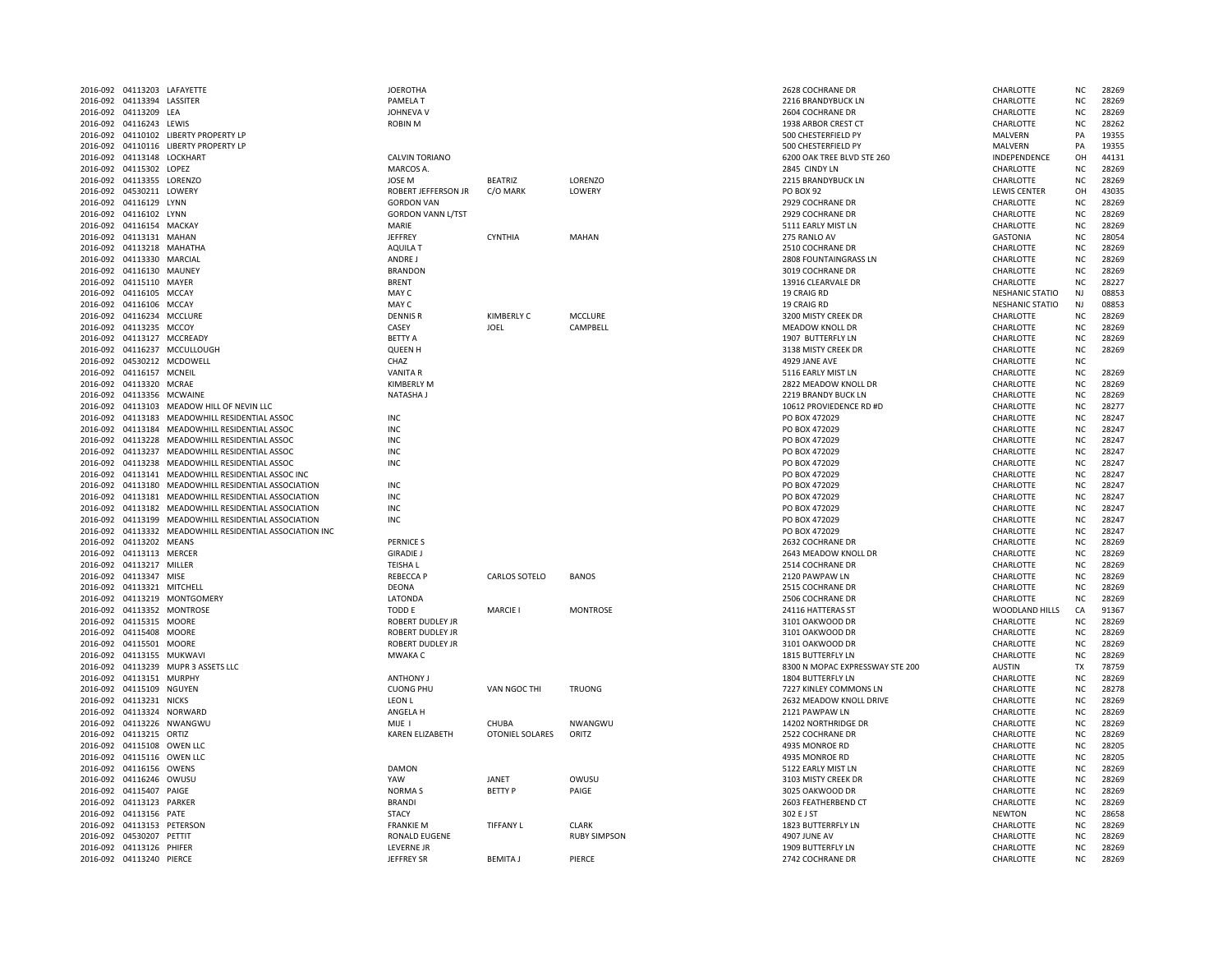| | | | | | | | | | | |
|---|---|---|---|---|---|---|---|---|---|---|
| 2016-092 | 04113203 | LAFAYETTE | JOEROTHA | | | 2628 COCHRANE DR | CHARLOTTE | NC | 28269 |
| 2016-092 | 04113394 | LASSITER | PAMELA T | | | 2216 BRANDYBUCK LN | CHARLOTTE | NC | 28269 |
| 2016-092 | 04113209 | LEA | JOHNEVA V | | | 2604 COCHRANE DR | CHARLOTTE | NC | 28269 |
| 2016-092 | 04116243 | LEWIS | ROBIN M | | | 1938 ARBOR CREST CT | CHARLOTTE | NC | 28262 |
| 2016-092 | 04110102 | LIBERTY PROPERTY LP | | | | 500 CHESTERFIELD PY | MALVERN | PA | 19355 |
| 2016-092 | 04110116 | LIBERTY PROPERTY LP | | | | 500 CHESTERFIELD PY | MALVERN | PA | 19355 |
| 2016-092 | 04113148 | LOCKHART | CALVIN TORIANO | | | 6200 OAK TREE BLVD STE 260 | INDEPENDENCE | OH | 44131 |
| 2016-092 | 04115302 | LOPEZ | MARCOS A. | | | 2845 CINDY LN | CHARLOTTE | NC | 28269 |
| 2016-092 | 04113355 | LORENZO | JOSE M | BEATRIZ | LORENZO | 2215 BRANDYBUCK LN | CHARLOTTE | NC | 28269 |
| 2016-092 | 04530211 | LOWERY | ROBERT JEFFERSON JR | C/O MARK | LOWERY | PO BOX 92 | LEWIS CENTER | OH | 43035 |
| 2016-092 | 04116129 | LYNN | GORDON VAN | | | 2929 COCHRANE DR | CHARLOTTE | NC | 28269 |
| 2016-092 | 04116102 | LYNN | GORDON VANN L/TST | | | 2929 COCHRANE DR | CHARLOTTE | NC | 28269 |
| 2016-092 | 04116154 | MACKAY | MARIE | | | 5111 EARLY MIST LN | CHARLOTTE | NC | 28269 |
| 2016-092 | 04113131 | MAHAN | JEFFREY | CYNTHIA | MAHAN | 275 RANLO AV | GASTONIA | NC | 28054 |
| 2016-092 | 04113218 | MAHATHA | AQUILA T | | | 2510 COCHRANE DR | CHARLOTTE | NC | 28269 |
| 2016-092 | 04113330 | MARCIAL | ANDRE J | | | 2808 FOUNTAINGRASS LN | CHARLOTTE | NC | 28269 |
| 2016-092 | 04116130 | MAUNEY | BRANDON | | | 3019 COCHRANE DR | CHARLOTTE | NC | 28269 |
| 2016-092 | 04115110 | MAYER | BRENT | | | 13916 CLEARVALE DR | CHARLOTTE | NC | 28227 |
| 2016-092 | 04116105 | MCCAY | MAY C | | | 19 CRAIG RD | NESHANIC STATIO | NJ | 08853 |
| 2016-092 | 04116106 | MCCAY | MAY C | | | 19 CRAIG RD | NESHANIC STATIO | NJ | 08853 |
| 2016-092 | 04116234 | MCCLURE | DENNIS R | KIMBERLY C | MCCLURE | 3200 MISTY CREEK DR | CHARLOTTE | NC | 28269 |
| 2016-092 | 04113235 | MCCOY | CASEY | JOEL | CAMPBELL | MEADOW KNOLL DR | CHARLOTTE | NC | 28269 |
| 2016-092 | 04113127 | MCCREADY | BETTY A | | | 1907 BUTTERFLY LN | CHARLOTTE | NC | 28269 |
| 2016-092 | 04116237 | MCCULLOUGH | QUEEN H | | | 3138 MISTY CREEK DR | CHARLOTTE | NC | 28269 |
| 2016-092 | 04530212 | MCDOWELL | CHAZ | | | 4929 JANE AVE | CHARLOTTE | NC | |
| 2016-092 | 04116157 | MCNEIL | VANITA R | | | 5116 EARLY MIST LN | CHARLOTTE | NC | 28269 |
| 2016-092 | 04113320 | MCRAE | KIMBERLY M | | | 2822 MEADOW KNOLL DR | CHARLOTTE | NC | 28269 |
| 2016-092 | 04113356 | MCWAINE | NATASHA J | | | 2219 BRANDY BUCK LN | CHARLOTTE | NC | 28269 |
| 2016-092 | 04113103 | MEADOW HILL OF NEVIN LLC | | | | 10612 PROVIEDENCE RD #D | CHARLOTTE | NC | 28277 |
| 2016-092 | 04113183 | MEADOWHILL RESIDENTIAL ASSOC | INC | | | PO BOX 472029 | CHARLOTTE | NC | 28247 |
| 2016-092 | 04113184 | MEADOWHILL RESIDENTIAL ASSOC | INC | | | PO BOX 472029 | CHARLOTTE | NC | 28247 |
| 2016-092 | 04113228 | MEADOWHILL RESIDENTIAL ASSOC | INC | | | PO BOX 472029 | CHARLOTTE | NC | 28247 |
| 2016-092 | 04113237 | MEADOWHILL RESIDENTIAL ASSOC | INC | | | PO BOX 472029 | CHARLOTTE | NC | 28247 |
| 2016-092 | 04113238 | MEADOWHILL RESIDENTIAL ASSOC | INC | | | PO BOX 472029 | CHARLOTTE | NC | 28247 |
| 2016-092 | 04113141 | MEADOWHILL RESIDENTIAL ASSOC INC | | | | PO BOX 472029 | CHARLOTTE | NC | 28247 |
| 2016-092 | 04113180 | MEADOWHILL RESIDENTIAL ASSOCIATION | INC | | | PO BOX 472029 | CHARLOTTE | NC | 28247 |
| 2016-092 | 04113181 | MEADOWHILL RESIDENTIAL ASSOCIATION | INC | | | PO BOX 472029 | CHARLOTTE | NC | 28247 |
| 2016-092 | 04113182 | MEADOWHILL RESIDENTIAL ASSOCIATION | INC | | | PO BOX 472029 | CHARLOTTE | NC | 28247 |
| 2016-092 | 04113199 | MEADOWHILL RESIDENTIAL ASSOCIATION | INC | | | PO BOX 472029 | CHARLOTTE | NC | 28247 |
| 2016-092 | 04113332 | MEADOWHILL RESIDENTIAL ASSOCIATION INC | | | | PO BOX 472029 | CHARLOTTE | NC | 28247 |
| 2016-092 | 04113202 | MEANS | PERNICE S | | | 2632 COCHRANE DR | CHARLOTTE | NC | 28269 |
| 2016-092 | 04113113 | MERCER | GIRADIE J | | | 2643 MEADOW KNOLL DR | CHARLOTTE | NC | 28269 |
| 2016-092 | 04113217 | MILLER | TEISHA L | | | 2514 COCHRANE DR | CHARLOTTE | NC | 28269 |
| 2016-092 | 04113347 | MISE | REBECCA P | CARLOS SOTELO | BANOS | 2120 PAWPAW LN | CHARLOTTE | NC | 28269 |
| 2016-092 | 04113321 | MITCHELL | DEONA | | | 2515 COCHRANE DR | CHARLOTTE | NC | 28269 |
| 2016-092 | 04113219 | MONTGOMERY | LATONDA | | | 2506 COCHRANE DR | CHARLOTTE | NC | 28269 |
| 2016-092 | 04113352 | MONTROSE | TODD E | MARCIE I | MONTROSE | 24116 HATTERAS ST | WOODLAND HILLS | CA | 91367 |
| 2016-092 | 04115315 | MOORE | ROBERT DUDLEY JR | | | 3101 OAKWOOD DR | CHARLOTTE | NC | 28269 |
| 2016-092 | 04115408 | MOORE | ROBERT DUDLEY JR | | | 3101 OAKWOOD DR | CHARLOTTE | NC | 28269 |
| 2016-092 | 04115501 | MOORE | ROBERT DUDLEY JR | | | 3101 OAKWOOD DR | CHARLOTTE | NC | 28269 |
| 2016-092 | 04113155 | MUKWAVI | MWAKA C | | | 1815 BUTTERFLY LN | CHARLOTTE | NC | 28269 |
| 2016-092 | 04113239 | MUPR 3 ASSETS LLC | | | | 8300 N MOPAC EXPRESSWAY STE 200 | AUSTIN | TX | 78759 |
| 2016-092 | 04113151 | MURPHY | ANTHONY J | | | 1804 BUTTERFLY LN | CHARLOTTE | NC | 28269 |
| 2016-092 | 04115109 | NGUYEN | CUONG PHU | VAN NGOC THI | TRUONG | 7227 KINLEY COMMONS LN | CHARLOTTE | NC | 28278 |
| 2016-092 | 04113231 | NICKS | LEON L | | | 2632 MEADOW KNOLL DRIVE | CHARLOTTE | NC | 28269 |
| 2016-092 | 04113324 | NORWARD | ANGELA H | | | 2121 PAWPAW LN | CHARLOTTE | NC | 28269 |
| 2016-092 | 04113226 | NWANGWU | MIJE I | CHUBA | NWANGWU | 14202 NORTHRIDGE DR | CHARLOTTE | NC | 28269 |
| 2016-092 | 04113215 | ORTIZ | KAREN ELIZABETH | OTONIEL SOLARES | ORITZ | 2522 COCHRANE DR | CHARLOTTE | NC | 28269 |
| 2016-092 | 04115108 | OWEN LLC | | | | 4935 MONROE RD | CHARLOTTE | NC | 28205 |
| 2016-092 | 04115116 | OWEN LLC | | | | 4935 MONROE RD | CHARLOTTE | NC | 28205 |
| 2016-092 | 04116156 | OWENS | DAMON | | | 5122 EARLY MIST LN | CHARLOTTE | NC | 28269 |
| 2016-092 | 04116246 | OWUSU | YAW | JANET | OWUSU | 3103 MISTY CREEK DR | CHARLOTTE | NC | 28269 |
| 2016-092 | 04115407 | PAIGE | NORMA S | BETTY P | PAIGE | 3025 OAKWOOD DR | CHARLOTTE | NC | 28269 |
| 2016-092 | 04113123 | PARKER | BRANDI | | | 2603 FEATHERBEND CT | CHARLOTTE | NC | 28269 |
| 2016-092 | 04113156 | PATE | STACY | | | 302 E J ST | NEWTON | NC | 28658 |
| 2016-092 | 04113153 | PETERSON | FRANKIE M | TIFFANY L | CLARK | 1823 BUTTERRFLY LN | CHARLOTTE | NC | 28269 |
| 2016-092 | 04530207 | PETTIT | RONALD EUGENE | | RUBY SIMPSON | 4907 JUNE AV | CHARLOTTE | NC | 28269 |
| 2016-092 | 04113126 | PHIFER | LEVERNE JR | | | 1909 BUTTERFLY LN | CHARLOTTE | NC | 28269 |
| 2016-092 | 04113240 | PIERCE | JEFFREY SR | BEMITA J | PIERCE | 2742 COCHRANE DR | CHARLOTTE | NC | 28269 |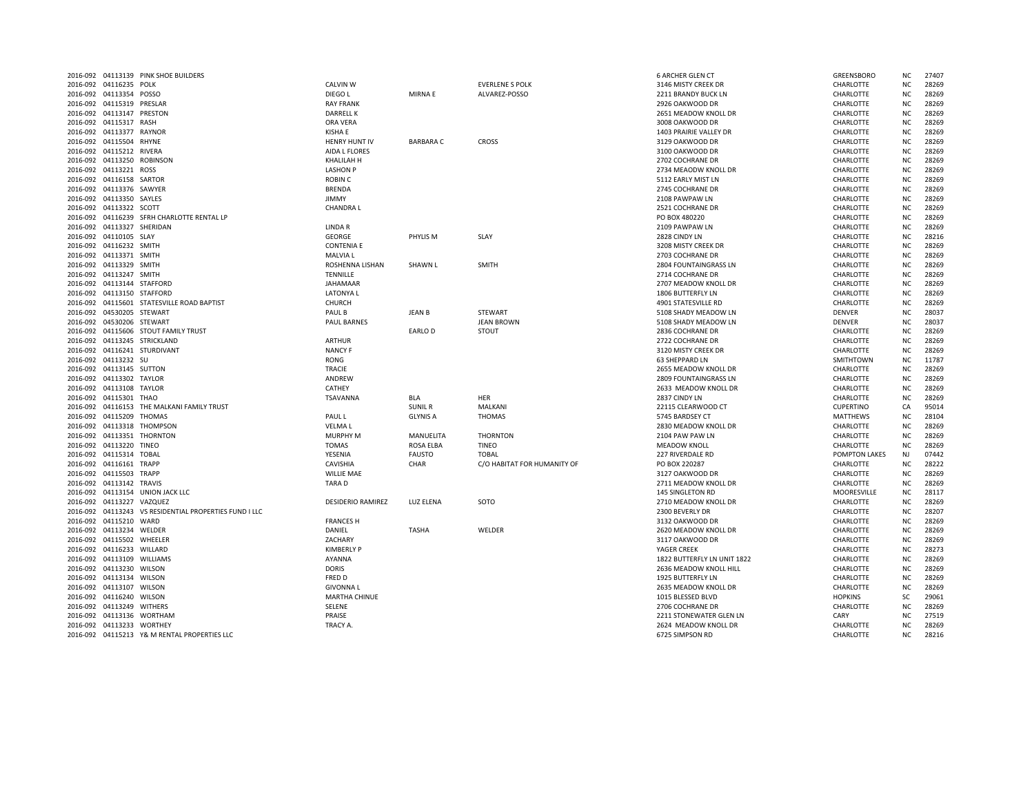| | | | | | | | | | |
|---|---|---|---|---|---|---|---|---|---|
| 2016-092 | 04113139 | PINK SHOE BUILDERS | | | | 6 ARCHER GLEN CT | GREENSBORO | NC | 27407 |
| 2016-092 | 04116235 | POLK | CALVIN W | | EVERLENE S POLK | 3146 MISTY CREEK DR | CHARLOTTE | NC | 28269 |
| 2016-092 | 04113354 | POSSO | DIEGO L | MIRNA E | ALVAREZ-POSSO | 2211 BRANDY BUCK LN | CHARLOTTE | NC | 28269 |
| 2016-092 | 04115319 | PRESLAR | RAY FRANK | | | 2926 OAKWOOD DR | CHARLOTTE | NC | 28269 |
| 2016-092 | 04113147 | PRESTON | DARRELL K | | | 2651 MEADOW KNOLL DR | CHARLOTTE | NC | 28269 |
| 2016-092 | 04115317 | RASH | ORA VERA | | | 3008 OAKWOOD DR | CHARLOTTE | NC | 28269 |
| 2016-092 | 04113377 | RAYNOR | KISHA E | | | 1403 PRAIRIE VALLEY DR | CHARLOTTE | NC | 28269 |
| 2016-092 | 04115504 | RHYNE | HENRY HUNT IV | BARBARA C | CROSS | 3129 OAKWOOD DR | CHARLOTTE | NC | 28269 |
| 2016-092 | 04115212 | RIVERA | AIDA L FLORES | | | 3100 OAKWOOD DR | CHARLOTTE | NC | 28269 |
| 2016-092 | 04113250 | ROBINSON | KHALILAH H | | | 2702 COCHRANE DR | CHARLOTTE | NC | 28269 |
| 2016-092 | 04113221 | ROSS | LASHON P | | | 2734 MEAODW KNOLL DR | CHARLOTTE | NC | 28269 |
| 2016-092 | 04116158 | SARTOR | ROBIN C | | | 5112 EARLY MIST LN | CHARLOTTE | NC | 28269 |
| 2016-092 | 04113376 | SAWYER | BRENDA | | | 2745 COCHRANE DR | CHARLOTTE | NC | 28269 |
| 2016-092 | 04113350 | SAYLES | JIMMY | | | 2108 PAWPAW LN | CHARLOTTE | NC | 28269 |
| 2016-092 | 04113322 | SCOTT | CHANDRA L | | | 2521 COCHRANE DR | CHARLOTTE | NC | 28269 |
| 2016-092 | 04116239 | SFRH CHARLOTTE RENTAL LP | | | | PO BOX 480220 | CHARLOTTE | NC | 28269 |
| 2016-092 | 04113327 | SHERIDAN | LINDA R | | | 2109 PAWPAW LN | CHARLOTTE | NC | 28269 |
| 2016-092 | 04110105 | SLAY | GEORGE | PHYLIS M | SLAY | 2828 CINDY LN | CHARLOTTE | NC | 28216 |
| 2016-092 | 04116232 | SMITH | CONTENIA E | | | 3208 MISTY CREEK DR | CHARLOTTE | NC | 28269 |
| 2016-092 | 04113371 | SMITH | MALVIA L | | | 2703 COCHRANE DR | CHARLOTTE | NC | 28269 |
| 2016-092 | 04113329 | SMITH | ROSHENNA LISHAN | SHAWN L | SMITH | 2804 FOUNTAINGRASS LN | CHARLOTTE | NC | 28269 |
| 2016-092 | 04113247 | SMITH | TENNILLE | | | 2714 COCHRANE DR | CHARLOTTE | NC | 28269 |
| 2016-092 | 04113144 | STAFFORD | JAHAMAAR | | | 2707 MEADOW KNOLL DR | CHARLOTTE | NC | 28269 |
| 2016-092 | 04113150 | STAFFORD | LATONYA L | | | 1806 BUTTERFLY LN | CHARLOTTE | NC | 28269 |
| 2016-092 | 04115601 | STATESVILLE ROAD BAPTIST | CHURCH | | | 4901 STATESVILLE RD | CHARLOTTE | NC | 28269 |
| 2016-092 | 04530205 | STEWART | PAUL B | JEAN B | STEWART | 5108 SHADY MEADOW LN | DENVER | NC | 28037 |
| 2016-092 | 04530206 | STEWART | PAUL BARNES | | JEAN BROWN | 5108 SHADY MEADOW LN | DENVER | NC | 28037 |
| 2016-092 | 04115606 | STOUT FAMILY TRUST | | EARLO D | STOUT | 2836 COCHRANE DR | CHARLOTTE | NC | 28269 |
| 2016-092 | 04113245 | STRICKLAND | ARTHUR | | | 2722 COCHRANE DR | CHARLOTTE | NC | 28269 |
| 2016-092 | 04116241 | STURDIVANT | NANCY F | | | 3120 MISTY CREEK DR | CHARLOTTE | NC | 28269 |
| 2016-092 | 04113232 | SU | RONG | | | 63 SHEPPARD LN | SMITHTOWN | NC | 11787 |
| 2016-092 | 04113145 | SUTTON | TRACIE | | | 2655 MEADOW KNOLL DR | CHARLOTTE | NC | 28269 |
| 2016-092 | 04113302 | TAYLOR | ANDREW | | | 2809 FOUNTAINGRASS LN | CHARLOTTE | NC | 28269 |
| 2016-092 | 04113108 | TAYLOR | CATHEY | | | 2633 MEADOW KNOLL DR | CHARLOTTE | NC | 28269 |
| 2016-092 | 04115301 | THAO | TSAVANNA | BLA | HER | 2837 CINDY LN | CHARLOTTE | NC | 28269 |
| 2016-092 | 04116153 | THE MALKANI FAMILY TRUST | | SUNIL R | MALKANI | 22115 CLEARWOOD CT | CUPERTINO | CA | 95014 |
| 2016-092 | 04115209 | THOMAS | PAUL L | GLYNIS A | THOMAS | 5745 BARDSEY CT | MATTHEWS | NC | 28104 |
| 2016-092 | 04113318 | THOMPSON | VELMA L | | | 2830 MEADOW KNOLL DR | CHARLOTTE | NC | 28269 |
| 2016-092 | 04113351 | THORNTON | MURPHY M | MANUELITA | THORNTON | 2104 PAW PAW LN | CHARLOTTE | NC | 28269 |
| 2016-092 | 04113220 | TINEO | TOMAS | ROSA ELBA | TINEO | MEADOW KNOLL | CHARLOTTE | NC | 28269 |
| 2016-092 | 04115314 | TOBAL | YESENIA | FAUSTO | TOBAL | 227 RIVERDALE RD | POMPTON LAKES | NJ | 07442 |
| 2016-092 | 04116161 | TRAPP | CAVISHIA | CHAR | C/O HABITAT FOR HUMANITY OF | PO BOX 220287 | CHARLOTTE | NC | 28222 |
| 2016-092 | 04115503 | TRAPP | WILLIE MAE | | | 3127 OAKWOOD DR | CHARLOTTE | NC | 28269 |
| 2016-092 | 04113142 | TRAVIS | TARA D | | | 2711 MEADOW KNOLL DR | CHARLOTTE | NC | 28269 |
| 2016-092 | 04113154 | UNION JACK LLC | | | | 145 SINGLETON RD | MOORESVILLE | NC | 28117 |
| 2016-092 | 04113227 | VAZQUEZ | DESIDERIO RAMIREZ | LUZ ELENA | SOTO | 2710 MEADOW KNOLL DR | CHARLOTTE | NC | 28269 |
| 2016-092 | 04113243 | VS RESIDENTIAL PROPERTIES FUND I LLC | | | | 2300 BEVERLY DR | CHARLOTTE | NC | 28207 |
| 2016-092 | 04115210 | WARD | FRANCES H | | | 3132 OAKWOOD DR | CHARLOTTE | NC | 28269 |
| 2016-092 | 04113234 | WELDER | DANIEL | TASHA | WELDER | 2620 MEADOW KNOLL DR | CHARLOTTE | NC | 28269 |
| 2016-092 | 04115502 | WHEELER | ZACHARY | | | 3117 OAKWOOD DR | CHARLOTTE | NC | 28269 |
| 2016-092 | 04116233 | WILLARD | KIMBERLY P | | | YAGER CREEK | CHARLOTTE | NC | 28273 |
| 2016-092 | 04113109 | WILLIAMS | AYANNA | | | 1822 BUTTERFLY LN UNIT 1822 | CHARLOTTE | NC | 28269 |
| 2016-092 | 04113230 | WILSON | DORIS | | | 2636 MEADOW KNOLL HILL | CHARLOTTE | NC | 28269 |
| 2016-092 | 04113134 | WILSON | FRED D | | | 1925 BUTTERFLY LN | CHARLOTTE | NC | 28269 |
| 2016-092 | 04113107 | WILSON | GIVONNA L | | | 2635 MEADOW KNOLL DR | CHARLOTTE | NC | 28269 |
| 2016-092 | 04116240 | WILSON | MARTHA CHINUE | | | 1015 BLESSED BLVD | HOPKINS | SC | 29061 |
| 2016-092 | 04113249 | WITHERS | SELENE | | | 2706 COCHRANE DR | CHARLOTTE | NC | 28269 |
| 2016-092 | 04113136 | WORTHAM | PRAISE | | | 2211 STONEWATER GLEN LN | CARY | NC | 27519 |
| 2016-092 | 04113233 | WORTHEY | TRACY A. | | | 2624 MEADOW KNOLL DR | CHARLOTTE | NC | 28269 |
| 2016-092 | 04115213 | Y& M RENTAL PROPERTIES LLC | | | | 6725 SIMPSON RD | CHARLOTTE | NC | 28216 |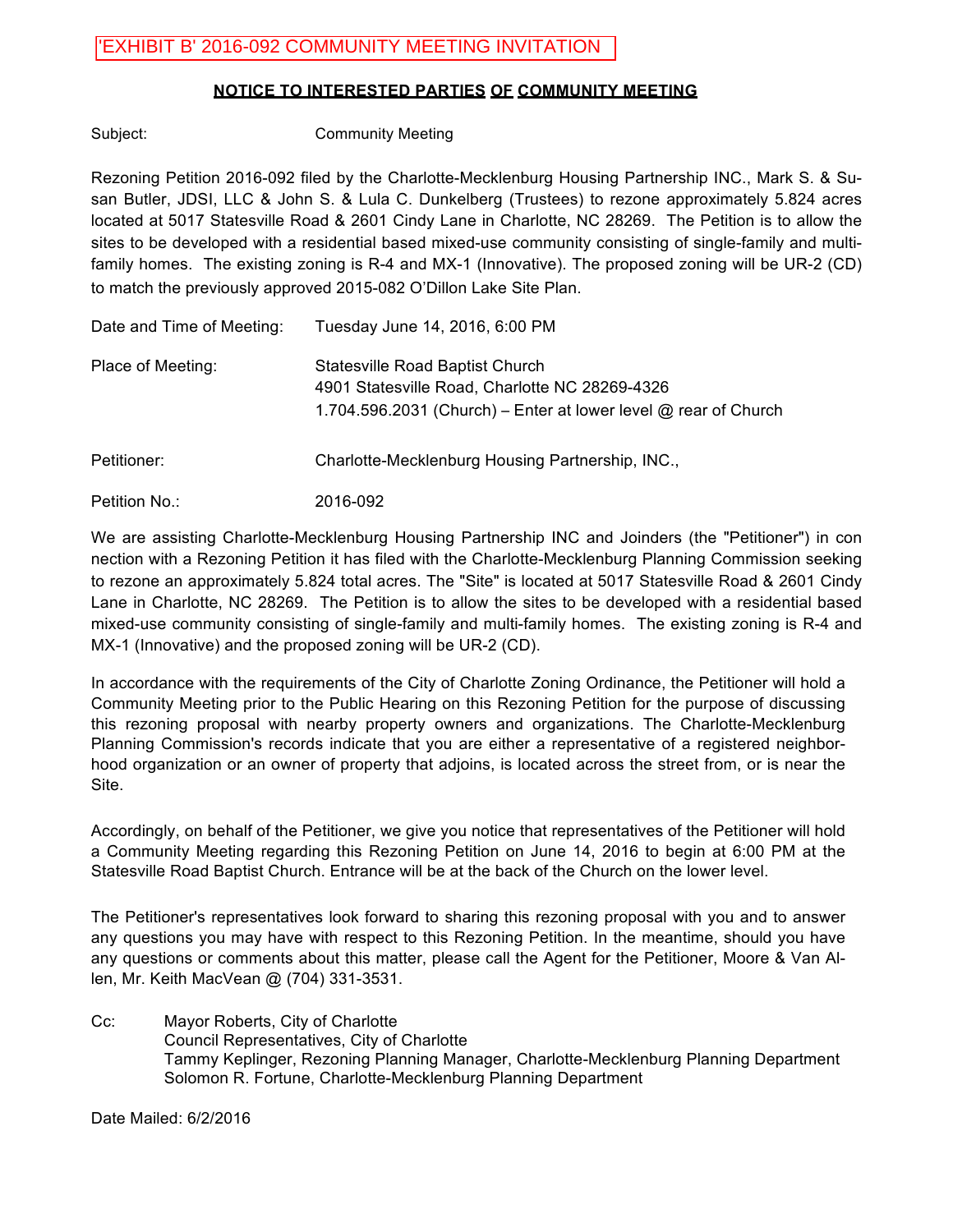'EXHIBIT B' 2016-092 COMMUNITY MEETING INVITATION

**NOTICE TO INTERESTED PARTIES OF COMMUNITY MEETING**

Subject: Community Meeting

Rezoning Petition 2016-092 filed by the Charlotte-Mecklenburg Housing Partnership INC., Mark S. & Susan Butler, JDSI, LLC & John S. & Lula C. Dunkelberg (Trustees) to rezone approximately 5.824 acres located at 5017 Statesville Road & 2601 Cindy Lane in Charlotte, NC 28269. The Petition is to allow the sites to be developed with a residential based mixed-use community consisting of single-family and multi-family homes. The existing zoning is R-4 and MX-1 (Innovative). The proposed zoning will be UR-2 (CD) to match the previously approved 2015-082 O'Dillon Lake Site Plan.

| | |
|---|---|
| Date and Time of Meeting: | Tuesday June 14, 2016, 6:00 PM |
| Place of Meeting: | Statesville Road Baptist Church<br>4901 Statesville Road, Charlotte NC 28269-4326<br>1.704.596.2031 (Church) – Enter at lower level @ rear of Church |
| Petitioner: | Charlotte-Mecklenburg Housing Partnership, INC., |
| Petition No.: | 2016-092 |

We are assisting Charlotte-Mecklenburg Housing Partnership INC and Joinders (the "Petitioner") in connection with a Rezoning Petition it has filed with the Charlotte-Mecklenburg Planning Commission seeking to rezone an approximately 5.824 total acres. The "Site" is located at 5017 Statesville Road & 2601 Cindy Lane in Charlotte, NC 28269. The Petition is to allow the sites to be developed with a residential based mixed-use community consisting of single-family and multi-family homes. The existing zoning is R-4 and MX-1 (Innovative) and the proposed zoning will be UR-2 (CD).

In accordance with the requirements of the City of Charlotte Zoning Ordinance, the Petitioner will hold a Community Meeting prior to the Public Hearing on this Rezoning Petition for the purpose of discussing this rezoning proposal with nearby property owners and organizations. The Charlotte-Mecklenburg Planning Commission's records indicate that you are either a representative of a registered neighborhood organization or an owner of property that adjoins, is located across the street from, or is near the Site.

Accordingly, on behalf of the Petitioner, we give you notice that representatives of the Petitioner will hold a Community Meeting regarding this Rezoning Petition on June 14, 2016 to begin at 6:00 PM at the Statesville Road Baptist Church. Entrance will be at the back of the Church on the lower level.

The Petitioner's representatives look forward to sharing this rezoning proposal with you and to answer any questions you may have with respect to this Rezoning Petition. In the meantime, should you have any questions or comments about this matter, please call the Agent for the Petitioner, Moore & Van Allen, Mr. Keith MacVean @ (704) 331-3531.

Cc: Mayor Roberts, City of Charlotte
Council Representatives, City of Charlotte
Tammy Keplinger, Rezoning Planning Manager, Charlotte-Mecklenburg Planning Department
Solomon R. Fortune, Charlotte-Mecklenburg Planning Department

Date Mailed: 6/2/2016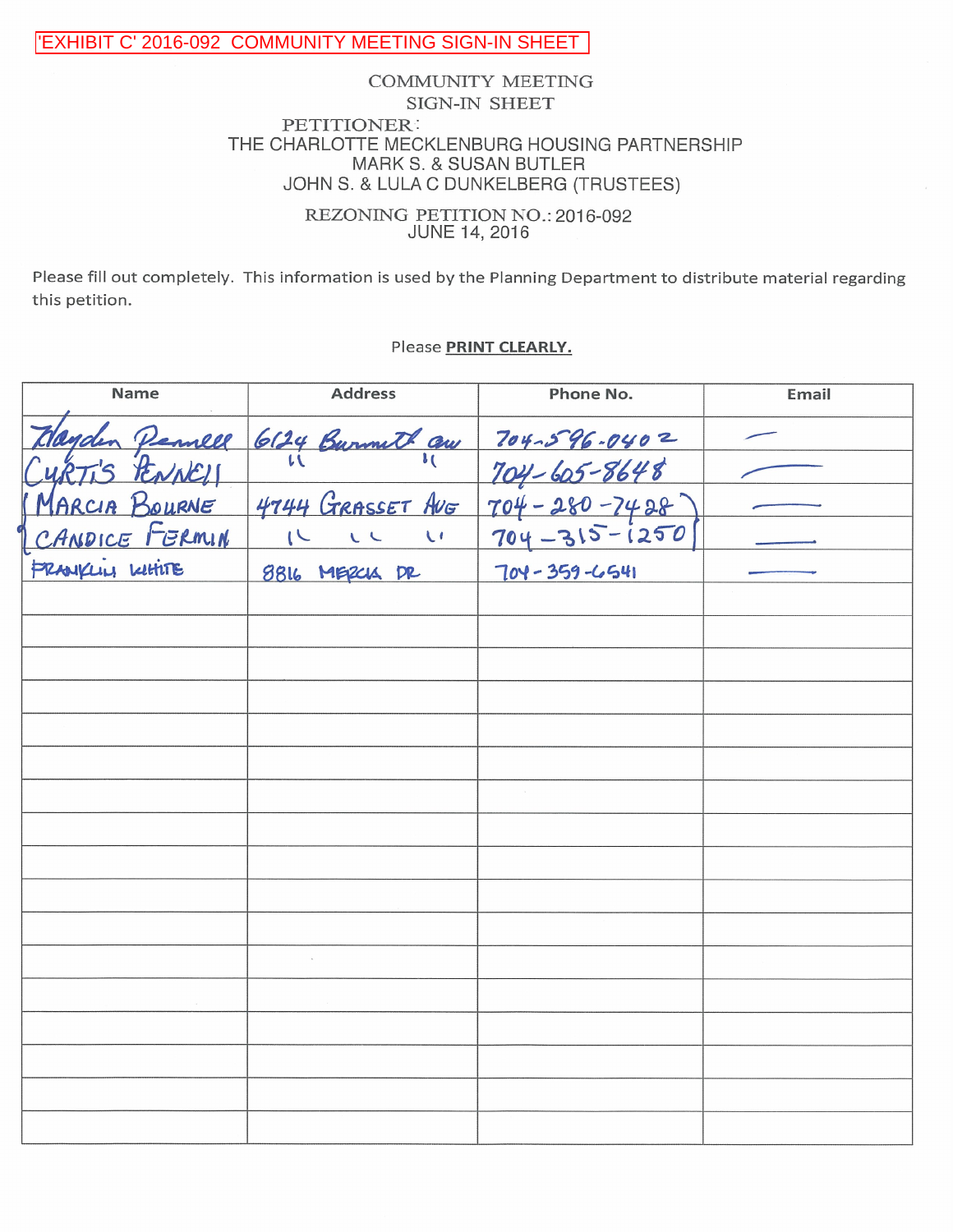'EXHIBIT C' 2016-092 COMMUNITY MEETING SIGN-IN SHEET

COMMUNITY MEETING
SIGN-IN SHEET

PETITIONER:
THE CHARLOTTE MECKLENBURG HOUSING PARTNERSHIP
MARK S. & SUSAN BUTLER
JOHN S. & LULA C DUNKELBERG (TRUSTEES)

REZONING PETITION NO.: 2016-092
JUNE 14, 2016

Please fill out completely. This information is used by the Planning Department to distribute material regarding this petition.

Please **PRINT CLEARLY.**

| Name | Address | Phone No. | Email |
|---|---|---|---|
| Hayden Pennell | 6124 Burnett Ave | 704-596-0402 | — |
| CURTIS PENNELL | " " | 704-605-8648 | — |
| MARCIA BOURNE | 4744 GRASSET AVE | 704-280-7428 | — |
| CANDICE FERMIN | " " " | 704-315-1250 | — |
| FRANKLIN WHITE | 8816 MERCIA DR | 704-359-6541 | — |
| | | | |
| | | | |
| | | | |
| | | | |
| | | | |
| | | | |
| | | | |
| | | | |
| | | | |
| | | | |
| | | | |
| | | | |
| | | | |
| | | | |
| | | | |
| | | | |
| | | | |